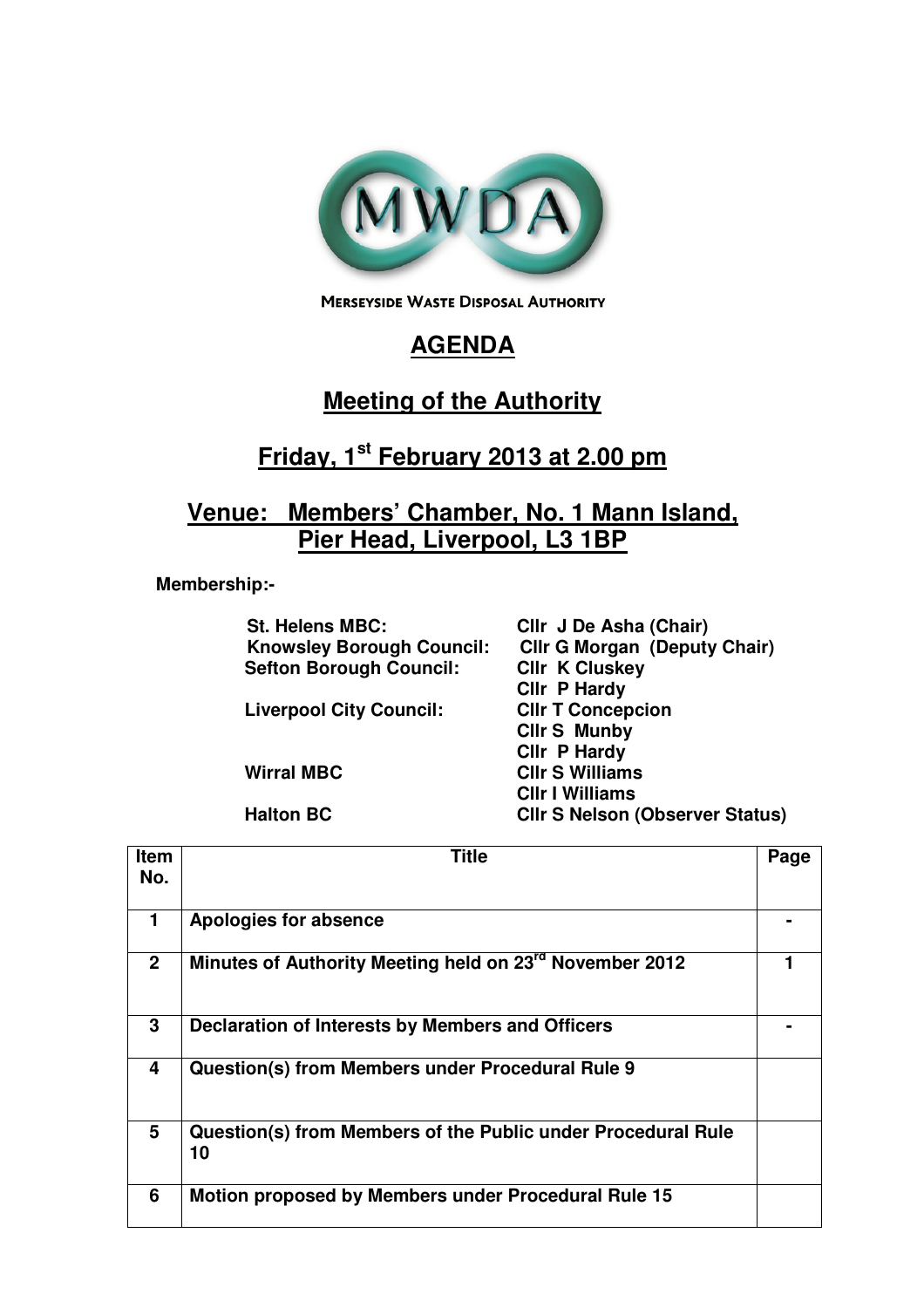MWDA

MERSEYSIDE WASTE DISPOSAL AUTHORITY

# AGENDA

## Meeting of the Authority

## Friday, 1st February 2013 at 2.00 pm

## Venue: Members' Chamber, No. 1 Mann Island, Pier Head, Liverpool, L3 1BP

**Membership:-**

| | |
|---|---|
| **St. Helens MBC:** | **Cllr J De Asha (Chair)** |
| **Knowsley Borough Council:** | **Cllr G Morgan (Deputy Chair)** |
| **Sefton Borough Council:** | **Cllr K Cluskey** |
| | **Cllr P Hardy** |
| **Liverpool City Council:** | **Cllr T Concepcion** |
| | **Cllr S Munby** |
| | **Cllr P Hardy** |
| **Wirral MBC** | **Cllr S Williams** |
| | **Cllr I Williams** |
| **Halton BC** | **Cllr S Nelson (Observer Status)** |

| Item No. | Title | Page |
|---|---|---|
| 1 | **Apologies for absence** | - |
| 2 | **Minutes of Authority Meeting held on 23rd November 2012** | 1 |
| 3 | **Declaration of Interests by Members and Officers** | - |
| 4 | **Question(s) from Members under Procedural Rule 9** | |
| 5 | **Question(s) from Members of the Public under Procedural Rule 10** | |
| 6 | **Motion proposed by Members under Procedural Rule 15** | |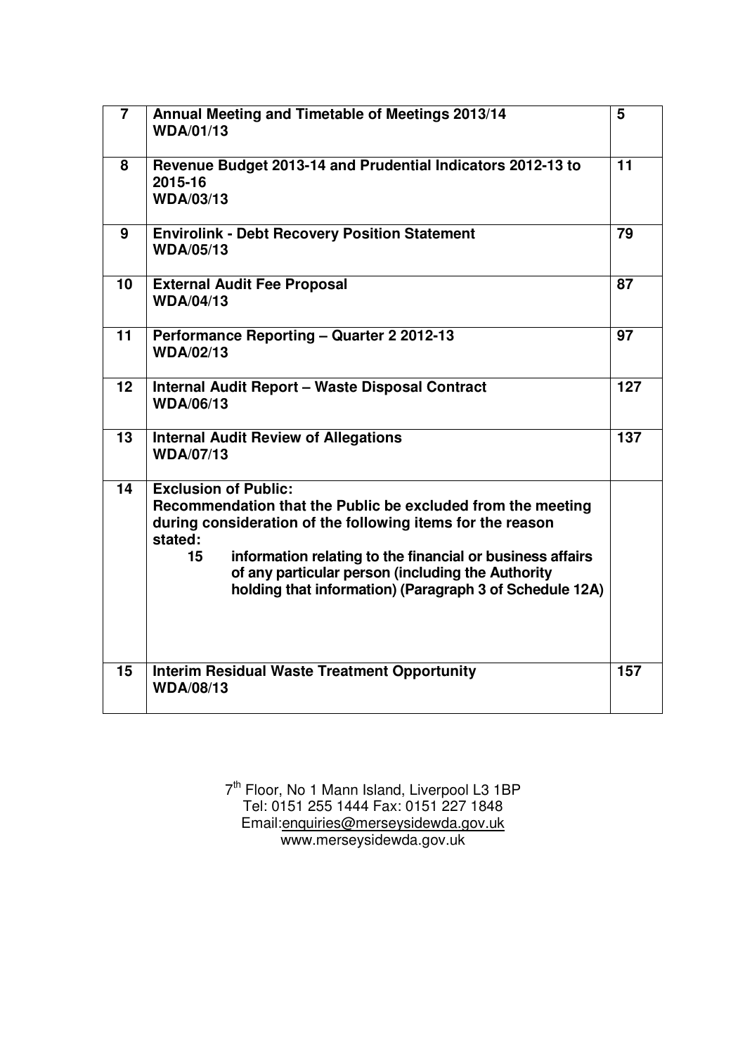| | | |
|---|---|---|
| **7** | **Annual Meeting and Timetable of Meetings 2013/14**<br>**WDA/01/13** | **5** |
| **8** | **Revenue Budget 2013-14 and Prudential Indicators 2012-13 to 2015-16**<br>**WDA/03/13** | **11** |
| **9** | **Envirolink - Debt Recovery Position Statement**<br>**WDA/05/13** | **79** |
| **10** | **External Audit Fee Proposal**<br>**WDA/04/13** | **87** |
| **11** | **Performance Reporting – Quarter 2 2012-13**<br>**WDA/02/13** | **97** |
| **12** | **Internal Audit Report – Waste Disposal Contract**<br>**WDA/06/13** | **127** |
| **13** | **Internal Audit Review of Allegations**<br>**WDA/07/13** | **137** |
| **14** | **Exclusion of Public:**<br>**Recommendation that the Public be excluded from the meeting during consideration of the following items for the reason stated:**<br>**15 information relating to the financial or business affairs of any particular person (including the Authority holding that information) (Paragraph 3 of Schedule 12A)** | |
| **15** | **Interim Residual Waste Treatment Opportunity**<br>**WDA/08/13** | **157** |

7th Floor, No 1 Mann Island, Liverpool L3 1BP
Tel: 0151 255 1444 Fax: 0151 227 1848
Email:enquiries@merseysidewda.gov.uk
www.merseysidewda.gov.uk